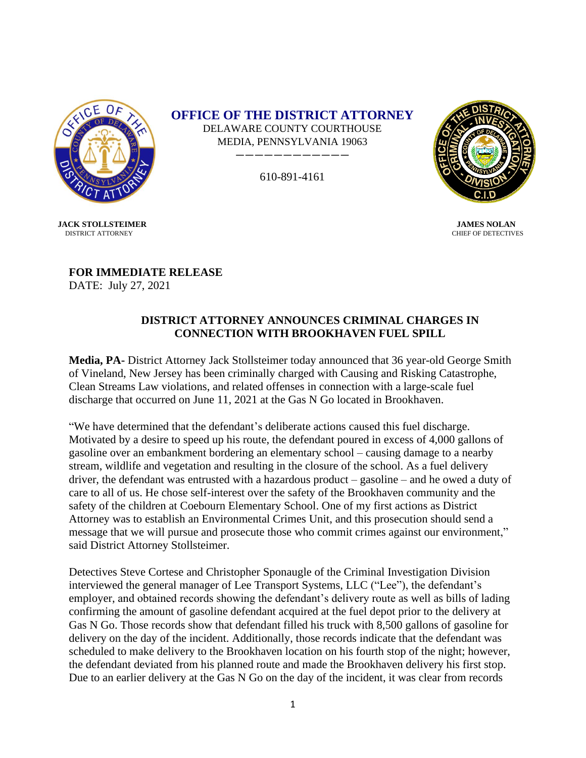# OFFICE OF THE DISTRICT ATTORNEY

DELAWARE COUNTY COURTHOUSE
MEDIA, PENNSYLVANIA 19063

610-891-4161

**JACK STOLLSTEIMER**
DISTRICT ATTORNEY

**JAMES NOLAN**
CHIEF OF DETECTIVES

**FOR IMMEDIATE RELEASE**
DATE: July 27, 2021

## DISTRICT ATTORNEY ANNOUNCES CRIMINAL CHARGES IN CONNECTION WITH BROOKHAVEN FUEL SPILL

**Media, PA-** District Attorney Jack Stollsteimer today announced that 36 year-old George Smith of Vineland, New Jersey has been criminally charged with Causing and Risking Catastrophe, Clean Streams Law violations, and related offenses in connection with a large-scale fuel discharge that occurred on June 11, 2021 at the Gas N Go located in Brookhaven.

"We have determined that the defendant's deliberate actions caused this fuel discharge. Motivated by a desire to speed up his route, the defendant poured in excess of 4,000 gallons of gasoline over an embankment bordering an elementary school – causing damage to a nearby stream, wildlife and vegetation and resulting in the closure of the school. As a fuel delivery driver, the defendant was entrusted with a hazardous product – gasoline – and he owed a duty of care to all of us. He chose self-interest over the safety of the Brookhaven community and the safety of the children at Coebourn Elementary School. One of my first actions as District Attorney was to establish an Environmental Crimes Unit, and this prosecution should send a message that we will pursue and prosecute those who commit crimes against our environment," said District Attorney Stollsteimer.

Detectives Steve Cortese and Christopher Sponaugle of the Criminal Investigation Division interviewed the general manager of Lee Transport Systems, LLC ("Lee"), the defendant's employer, and obtained records showing the defendant's delivery route as well as bills of lading confirming the amount of gasoline defendant acquired at the fuel depot prior to the delivery at Gas N Go. Those records show that defendant filled his truck with 8,500 gallons of gasoline for delivery on the day of the incident. Additionally, those records indicate that the defendant was scheduled to make delivery to the Brookhaven location on his fourth stop of the night; however, the defendant deviated from his planned route and made the Brookhaven delivery his first stop. Due to an earlier delivery at the Gas N Go on the day of the incident, it was clear from records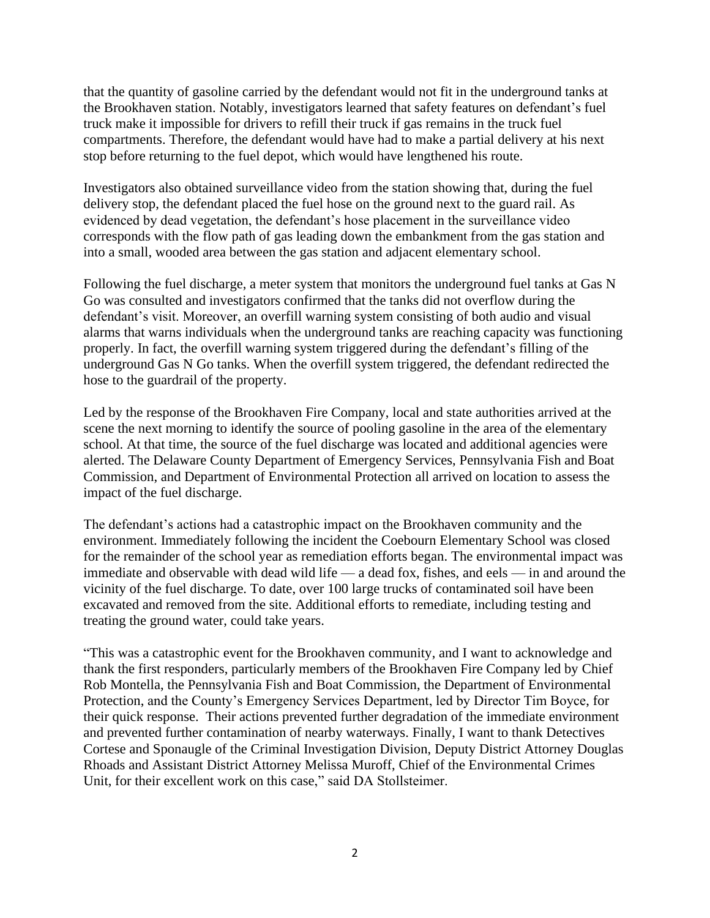that the quantity of gasoline carried by the defendant would not fit in the underground tanks at the Brookhaven station. Notably, investigators learned that safety features on defendant's fuel truck make it impossible for drivers to refill their truck if gas remains in the truck fuel compartments. Therefore, the defendant would have had to make a partial delivery at his next stop before returning to the fuel depot, which would have lengthened his route.

Investigators also obtained surveillance video from the station showing that, during the fuel delivery stop, the defendant placed the fuel hose on the ground next to the guard rail. As evidenced by dead vegetation, the defendant's hose placement in the surveillance video corresponds with the flow path of gas leading down the embankment from the gas station and into a small, wooded area between the gas station and adjacent elementary school.

Following the fuel discharge, a meter system that monitors the underground fuel tanks at Gas N Go was consulted and investigators confirmed that the tanks did not overflow during the defendant's visit. Moreover, an overfill warning system consisting of both audio and visual alarms that warns individuals when the underground tanks are reaching capacity was functioning properly. In fact, the overfill warning system triggered during the defendant's filling of the underground Gas N Go tanks. When the overfill system triggered, the defendant redirected the hose to the guardrail of the property.

Led by the response of the Brookhaven Fire Company, local and state authorities arrived at the scene the next morning to identify the source of pooling gasoline in the area of the elementary school. At that time, the source of the fuel discharge was located and additional agencies were alerted. The Delaware County Department of Emergency Services, Pennsylvania Fish and Boat Commission, and Department of Environmental Protection all arrived on location to assess the impact of the fuel discharge.

The defendant's actions had a catastrophic impact on the Brookhaven community and the environment. Immediately following the incident the Coebourn Elementary School was closed for the remainder of the school year as remediation efforts began. The environmental impact was immediate and observable with dead wild life — a dead fox, fishes, and eels — in and around the vicinity of the fuel discharge. To date, over 100 large trucks of contaminated soil have been excavated and removed from the site. Additional efforts to remediate, including testing and treating the ground water, could take years.

"This was a catastrophic event for the Brookhaven community, and I want to acknowledge and thank the first responders, particularly members of the Brookhaven Fire Company led by Chief Rob Montella, the Pennsylvania Fish and Boat Commission, the Department of Environmental Protection, and the County's Emergency Services Department, led by Director Tim Boyce, for their quick response. Their actions prevented further degradation of the immediate environment and prevented further contamination of nearby waterways. Finally, I want to thank Detectives Cortese and Sponaugle of the Criminal Investigation Division, Deputy District Attorney Douglas Rhoads and Assistant District Attorney Melissa Muroff, Chief of the Environmental Crimes Unit, for their excellent work on this case," said DA Stollsteimer.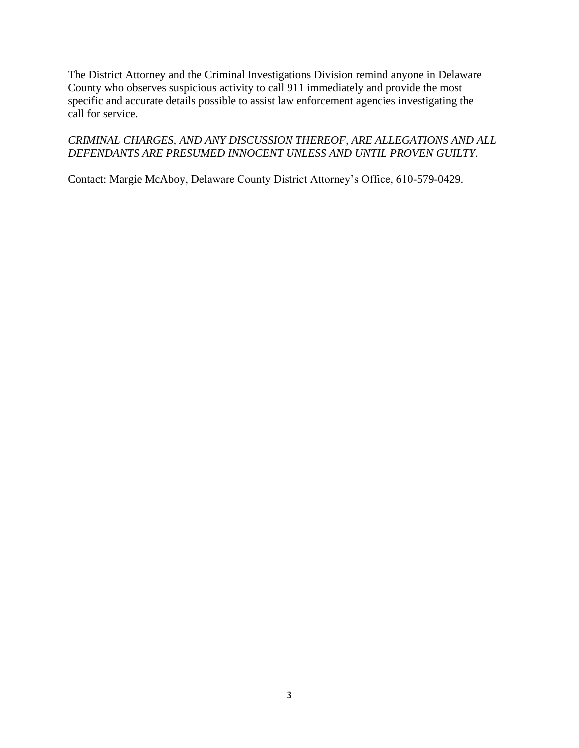The District Attorney and the Criminal Investigations Division remind anyone in Delaware County who observes suspicious activity to call 911 immediately and provide the most specific and accurate details possible to assist law enforcement agencies investigating the call for service.

*CRIMINAL CHARGES, AND ANY DISCUSSION THEREOF, ARE ALLEGATIONS AND ALL DEFENDANTS ARE PRESUMED INNOCENT UNLESS AND UNTIL PROVEN GUILTY.*

Contact: Margie McAboy, Delaware County District Attorney's Office, 610-579-0429.